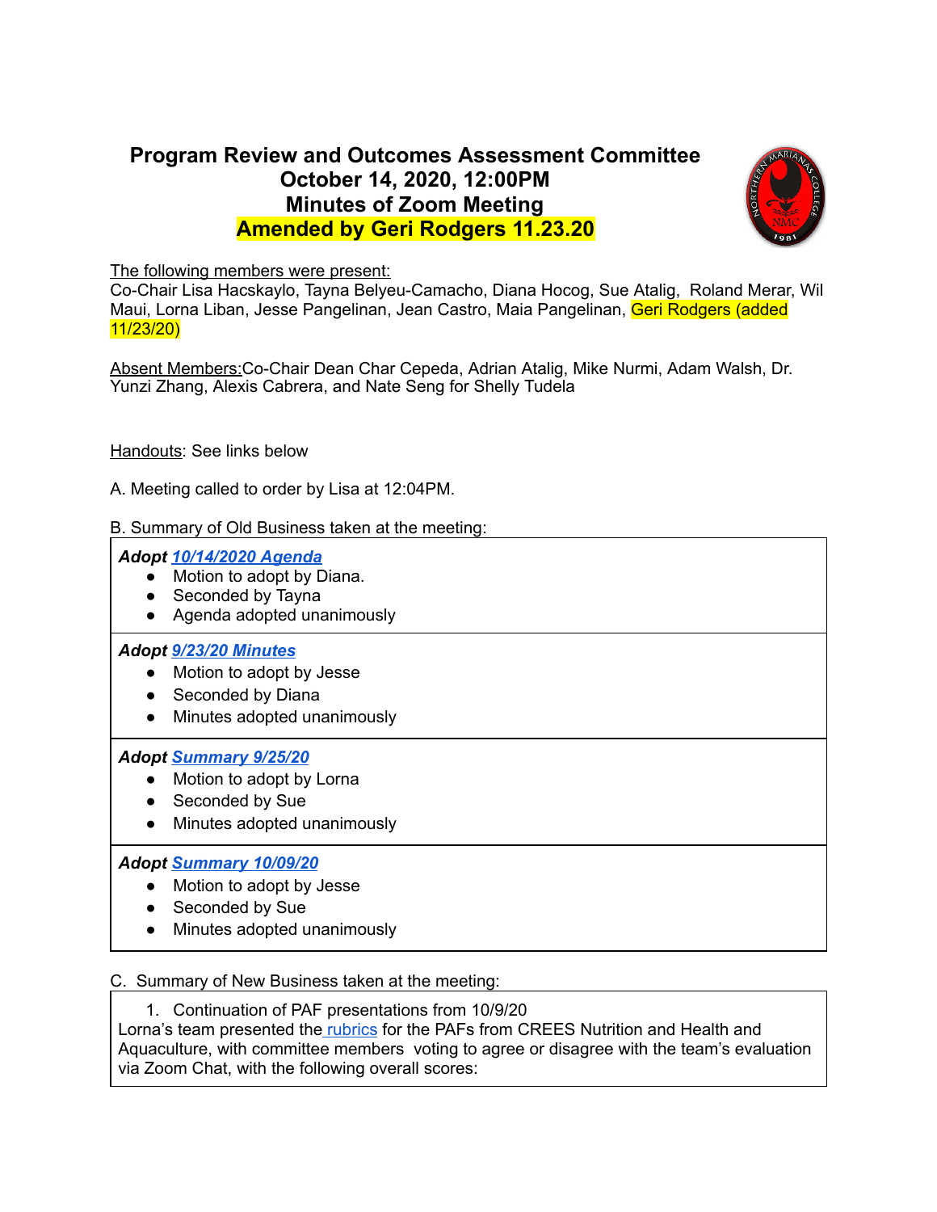# Program Review and Outcomes Assessment Committee
## October 14, 2020, 12:00PM
## Minutes of Zoom Meeting
## Amended by Geri Rodgers 11.23.20

The following members were present:
Co-Chair Lisa Hacskaylo, Tayna Belyeu-Camacho, Diana Hocog, Sue Atalig, Roland Merar, Wil Maui, Lorna Liban, Jesse Pangelinan, Jean Castro, Maia Pangelinan, Geri Rodgers (added 11/23/20)

Absent Members: Co-Chair Dean Char Cepeda, Adrian Atalig, Mike Nurmi, Adam Walsh, Dr. Yunzi Zhang, Alexis Cabrera, and Nate Seng for Shelly Tudela

Handouts: See links below

A. Meeting called to order by Lisa at 12:04PM.

B. Summary of Old Business taken at the meeting:

***Adopt 10/14/2020 Agenda***
- Motion to adopt by Diana.
- Seconded by Tayna
- Agenda adopted unanimously

***Adopt 9/23/20 Minutes***
- Motion to adopt by Jesse
- Seconded by Diana
- Minutes adopted unanimously

***Adopt Summary 9/25/20***
- Motion to adopt by Lorna
- Seconded by Sue
- Minutes adopted unanimously

***Adopt Summary 10/09/20***
- Motion to adopt by Jesse
- Seconded by Sue
- Minutes adopted unanimously

C. Summary of New Business taken at the meeting:

1. Continuation of PAF presentations from 10/9/20

Lorna's team presented the rubrics for the PAFs from CREES Nutrition and Health and Aquaculture, with committee members voting to agree or disagree with the team's evaluation via Zoom Chat, with the following overall scores: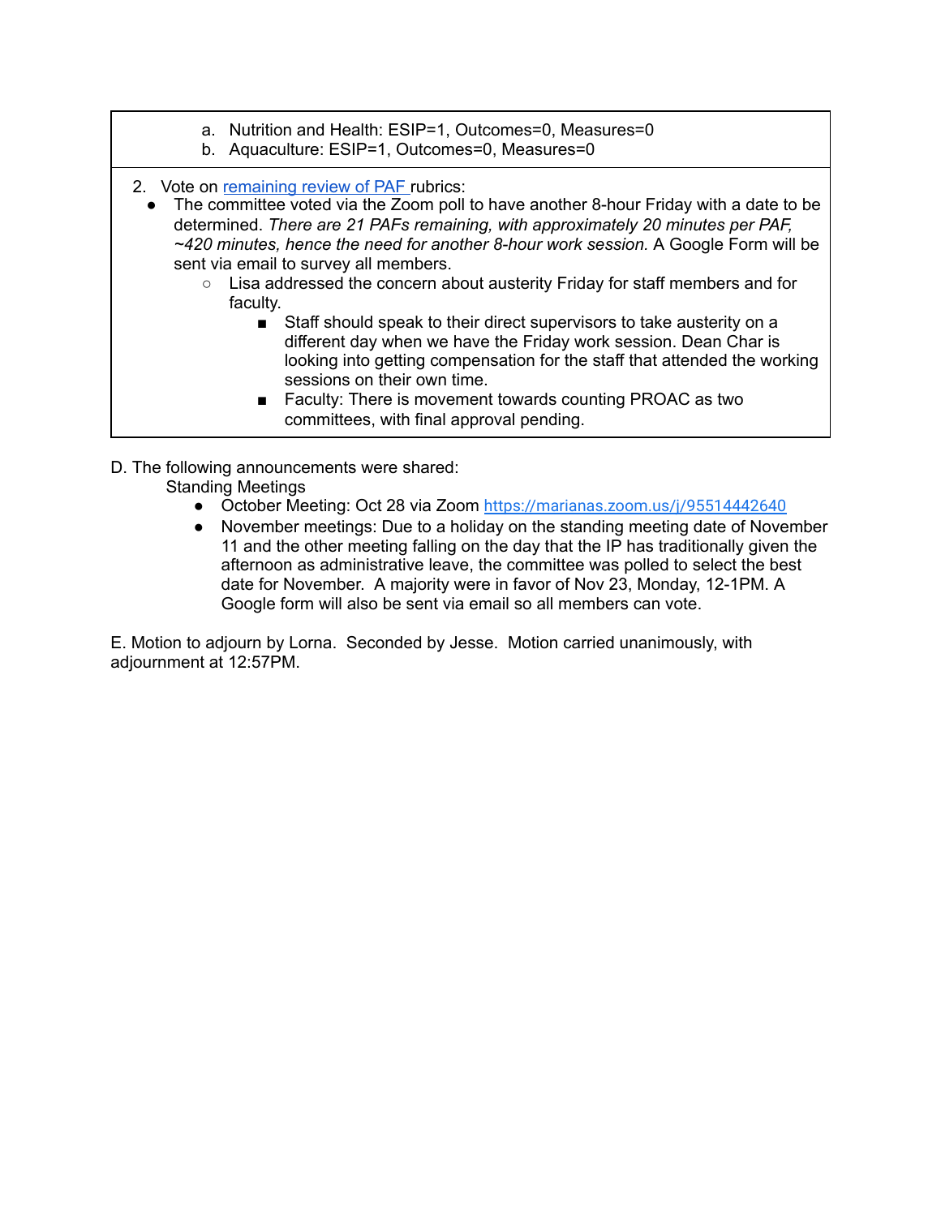a. Nutrition and Health: ESIP=1, Outcomes=0, Measures=0
b. Aquaculture: ESIP=1, Outcomes=0, Measures=0

2. Vote on remaining review of PAF rubrics:
   - The committee voted via the Zoom poll to have another 8-hour Friday with a date to be determined. *There are 21 PAFs remaining, with approximately 20 minutes per PAF, ~420 minutes, hence the need for another 8-hour work session.* A Google Form will be sent via email to survey all members.
     - Lisa addressed the concern about austerity Friday for staff members and for faculty.
       - Staff should speak to their direct supervisors to take austerity on a different day when we have the Friday work session. Dean Char is looking into getting compensation for the staff that attended the working sessions on their own time.
       - Faculty: There is movement towards counting PROAC as two committees, with final approval pending.

D. The following announcements were shared:

Standing Meetings

- October Meeting: Oct 28 via Zoom https://marianas.zoom.us/j/95514442640
- November meetings: Due to a holiday on the standing meeting date of November 11 and the other meeting falling on the day that the IP has traditionally given the afternoon as administrative leave, the committee was polled to select the best date for November. A majority were in favor of Nov 23, Monday, 12-1PM. A Google form will also be sent via email so all members can vote.

E. Motion to adjourn by Lorna. Seconded by Jesse. Motion carried unanimously, with adjournment at 12:57PM.